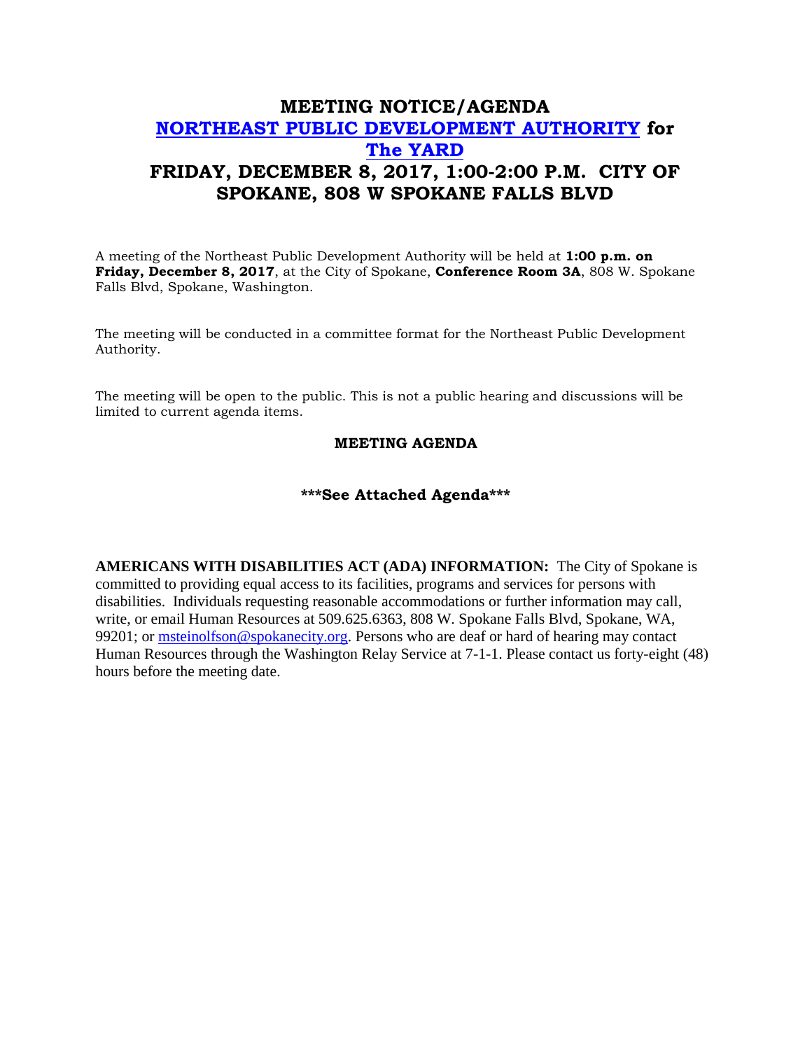# MEETING NOTICE/AGENDA
# [NORTHEAST PUBLIC DEVELOPMENT AUTHORITY](#) for [The YARD](#)
# FRIDAY, DECEMBER 8, 2017, 1:00-2:00 P.M. CITY OF SPOKANE, 808 W SPOKANE FALLS BLVD

A meeting of the Northeast Public Development Authority will be held at **1:00 p.m. on Friday, December 8, 2017**, at the City of Spokane, **Conference Room 3A**, 808 W. Spokane Falls Blvd, Spokane, Washington.

The meeting will be conducted in a committee format for the Northeast Public Development Authority.

The meeting will be open to the public. This is not a public hearing and discussions will be limited to current agenda items.

**MEETING AGENDA**

*****See Attached Agenda*****

**AMERICANS WITH DISABILITIES ACT (ADA) INFORMATION:** The City of Spokane is committed to providing equal access to its facilities, programs and services for persons with disabilities. Individuals requesting reasonable accommodations or further information may call, write, or email Human Resources at 509.625.6363, 808 W. Spokane Falls Blvd, Spokane, WA, 99201; or msteinolfson@spokanecity.org. Persons who are deaf or hard of hearing may contact Human Resources through the Washington Relay Service at 7-1-1. Please contact us forty-eight (48) hours before the meeting date.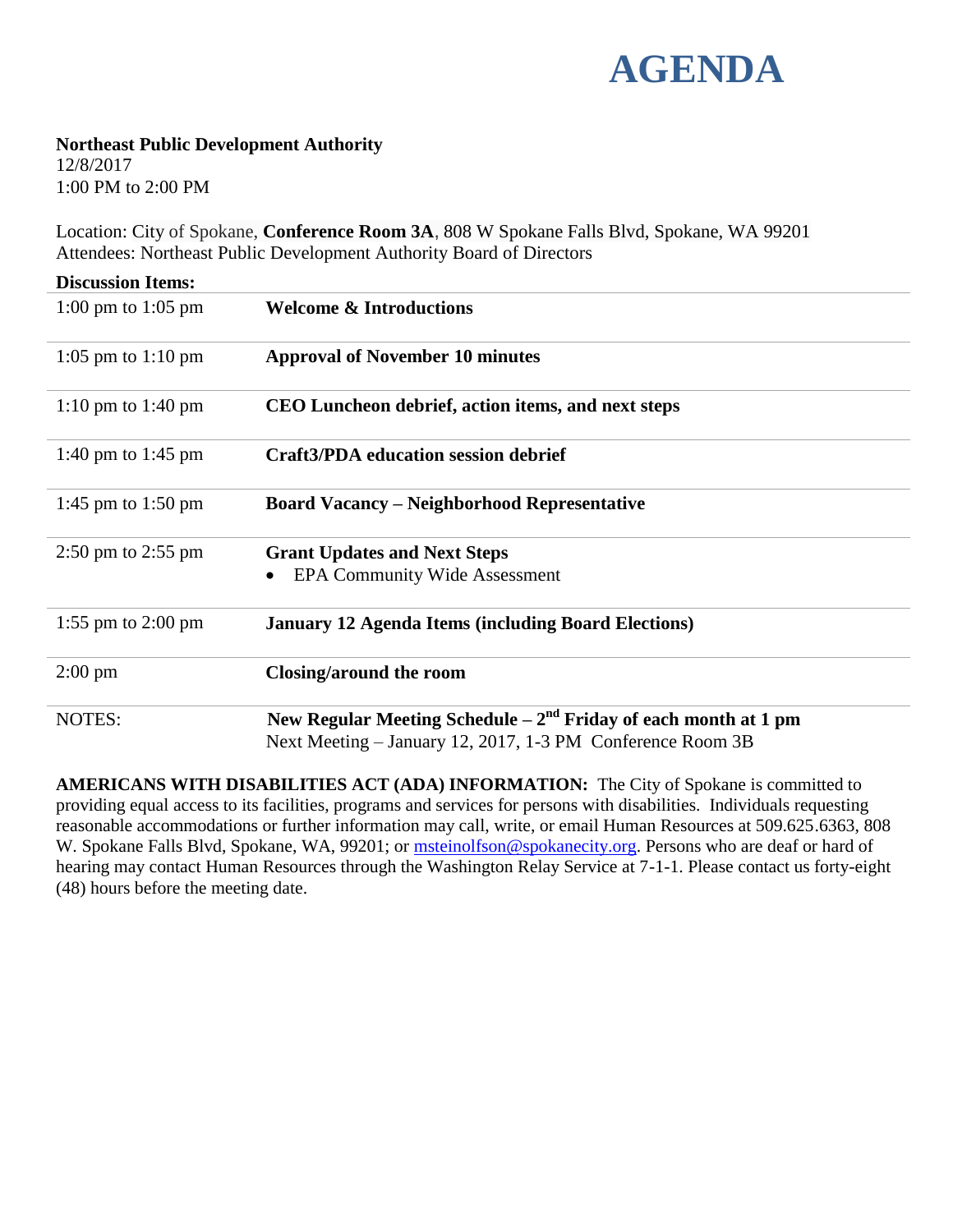# AGENDA

**Northeast Public Development Authority**
12/8/2017
1:00 PM to 2:00 PM

Location: City of Spokane, **Conference Room 3A**, 808 W Spokane Falls Blvd, Spokane, WA 99201
Attendees: Northeast Public Development Authority Board of Directors

**Discussion Items:**

| | |
|---|---|
| 1:00 pm to 1:05 pm | **Welcome & Introductions** |
| 1:05 pm to 1:10 pm | **Approval of November 10 minutes** |
| 1:10 pm to 1:40 pm | **CEO Luncheon debrief, action items, and next steps** |
| 1:40 pm to 1:45 pm | **Craft3/PDA education session debrief** |
| 1:45 pm to 1:50 pm | **Board Vacancy – Neighborhood Representative** |
| 2:50 pm to 2:55 pm | **Grant Updates and Next Steps**<br>• EPA Community Wide Assessment |
| 1:55 pm to 2:00 pm | **January 12 Agenda Items (including Board Elections)** |
| 2:00 pm | **Closing/around the room** |
| NOTES: | **New Regular Meeting Schedule – 2nd Friday of each month at 1 pm**<br>Next Meeting – January 12, 2017, 1-3 PM Conference Room 3B |

**AMERICANS WITH DISABILITIES ACT (ADA) INFORMATION:** The City of Spokane is committed to providing equal access to its facilities, programs and services for persons with disabilities. Individuals requesting reasonable accommodations or further information may call, write, or email Human Resources at 509.625.6363, 808 W. Spokane Falls Blvd, Spokane, WA, 99201; or msteinolfson@spokanecity.org. Persons who are deaf or hard of hearing may contact Human Resources through the Washington Relay Service at 7-1-1. Please contact us forty-eight (48) hours before the meeting date.